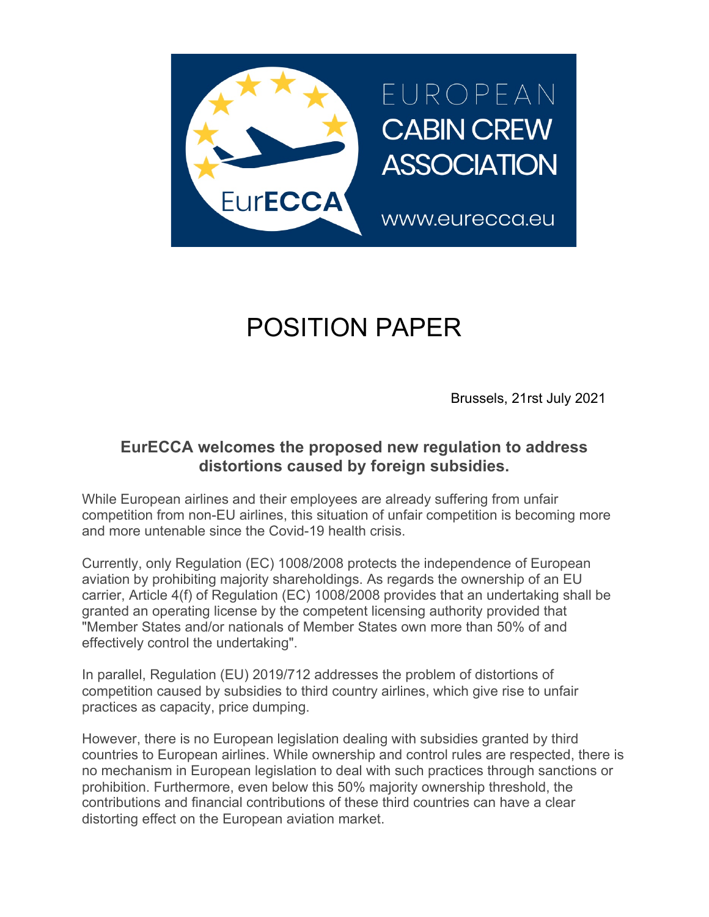EUROPEAN CABIN CREW ASSOCIATION

EurECCA

www.eurecca.eu

# POSITION PAPER

Brussels, 21rst July 2021

## EurECCA welcomes the proposed new regulation to address distortions caused by foreign subsidies.

While European airlines and their employees are already suffering from unfair competition from non-EU airlines, this situation of unfair competition is becoming more and more untenable since the Covid-19 health crisis.

Currently, only Regulation (EC) 1008/2008 protects the independence of European aviation by prohibiting majority shareholdings. As regards the ownership of an EU carrier, Article 4(f) of Regulation (EC) 1008/2008 provides that an undertaking shall be granted an operating license by the competent licensing authority provided that "Member States and/or nationals of Member States own more than 50% of and effectively control the undertaking".

In parallel, Regulation (EU) 2019/712 addresses the problem of distortions of competition caused by subsidies to third country airlines, which give rise to unfair practices as capacity, price dumping.

However, there is no European legislation dealing with subsidies granted by third countries to European airlines. While ownership and control rules are respected, there is no mechanism in European legislation to deal with such practices through sanctions or prohibition. Furthermore, even below this 50% majority ownership threshold, the contributions and financial contributions of these third countries can have a clear distorting effect on the European aviation market.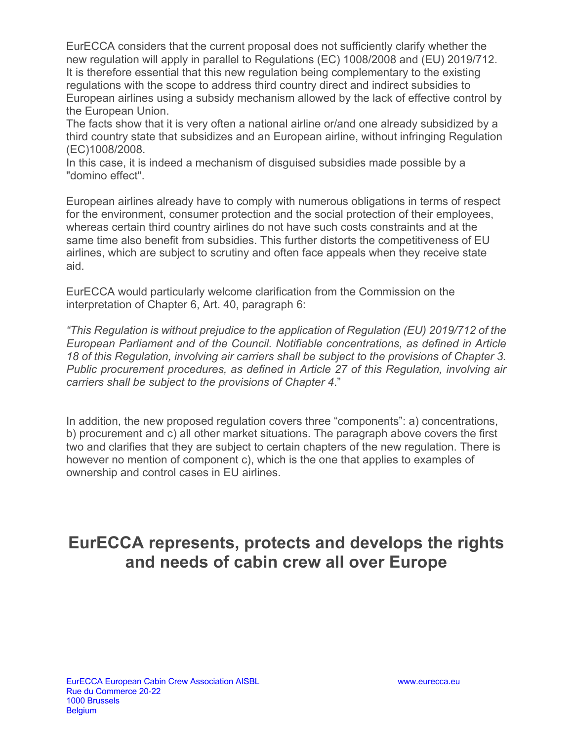EurECCA considers that the current proposal does not sufficiently clarify whether the new regulation will apply in parallel to Regulations (EC) 1008/2008 and (EU) 2019/712. It is therefore essential that this new regulation being complementary to the existing regulations with the scope to address third country direct and indirect subsidies to European airlines using a subsidy mechanism allowed by the lack of effective control by the European Union.
The facts show that it is very often a national airline or/and one already subsidized by a third country state that subsidizes and an European airline, without infringing Regulation (EC)1008/2008.
In this case, it is indeed a mechanism of disguised subsidies made possible by a "domino effect".

European airlines already have to comply with numerous obligations in terms of respect for the environment, consumer protection and the social protection of their employees, whereas certain third country airlines do not have such costs constraints and at the same time also benefit from subsidies. This further distorts the competitiveness of EU airlines, which are subject to scrutiny and often face appeals when they receive state aid.

EurECCA would particularly welcome clarification from the Commission on the interpretation of Chapter 6, Art. 40, paragraph 6:

*"This Regulation is without prejudice to the application of Regulation (EU) 2019/712 of the European Parliament and of the Council. Notifiable concentrations, as defined in Article 18 of this Regulation, involving air carriers shall be subject to the provisions of Chapter 3. Public procurement procedures, as defined in Article 27 of this Regulation, involving air carriers shall be subject to the provisions of Chapter 4*."

In addition, the new proposed regulation covers three "components": a) concentrations, b) procurement and c) all other market situations. The paragraph above covers the first two and clarifies that they are subject to certain chapters of the new regulation. There is however no mention of component c), which is the one that applies to examples of ownership and control cases in EU airlines.

## EurECCA represents, protects and develops the rights and needs of cabin crew all over Europe

EurECCA European Cabin Crew Association AISBL
Rue du Commerce 20-22
1000 Brussels
Belgium

www.eurecca.eu